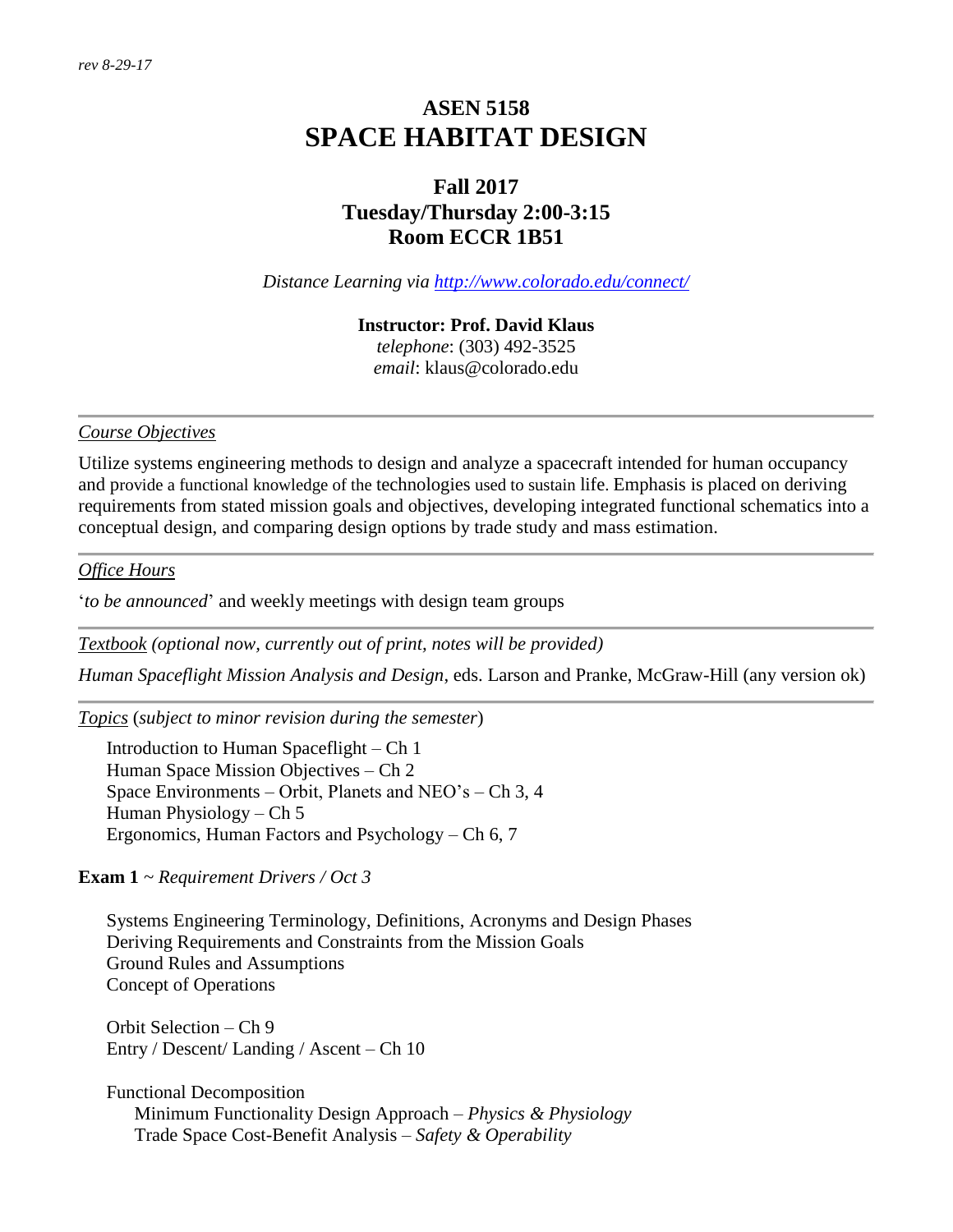*rev 8-29-17*

# ASEN 5158
# SPACE HABITAT DESIGN

## Fall 2017
## Tuesday/Thursday 2:00-3:15
## Room ECCR 1B51

*Distance Learning via [http://www.colorado.edu/connect/](http://www.colorado.edu/connect/)*

**Instructor: Prof. David Klaus**
*telephone*: (303) 492-3525
*email*: klaus@colorado.edu

---

<u>*Course Objectives*</u>

Utilize systems engineering methods to design and analyze a spacecraft intended for human occupancy and provide a functional knowledge of the technologies used to sustain life. Emphasis is placed on deriving requirements from stated mission goals and objectives, developing integrated functional schematics into a conceptual design, and comparing design options by trade study and mass estimation.

---

<u>*Office Hours*</u>

'*to be announced*' and weekly meetings with design team groups

---

<u>*Textbook*</u> *(optional now, currently out of print, notes will be provided)*

*Human Spaceflight Mission Analysis and Design*, eds. Larson and Pranke, McGraw-Hill (any version ok)

---

<u>*Topics*</u> (*subject to minor revision during the semester*)

- Introduction to Human Spaceflight – Ch 1
- Human Space Mission Objectives – Ch 2
- Space Environments – Orbit, Planets and NEO's – Ch 3, 4
- Human Physiology – Ch 5
- Ergonomics, Human Factors and Psychology – Ch 6, 7

**Exam 1** ~ *Requirement Drivers / Oct 3*

- Systems Engineering Terminology, Definitions, Acronyms and Design Phases
- Deriving Requirements and Constraints from the Mission Goals
- Ground Rules and Assumptions
- Concept of Operations

- Orbit Selection – Ch 9
- Entry / Descent/ Landing / Ascent – Ch 10

- Functional Decomposition
  - Minimum Functionality Design Approach – *Physics & Physiology*
  - Trade Space Cost-Benefit Analysis – *Safety & Operability*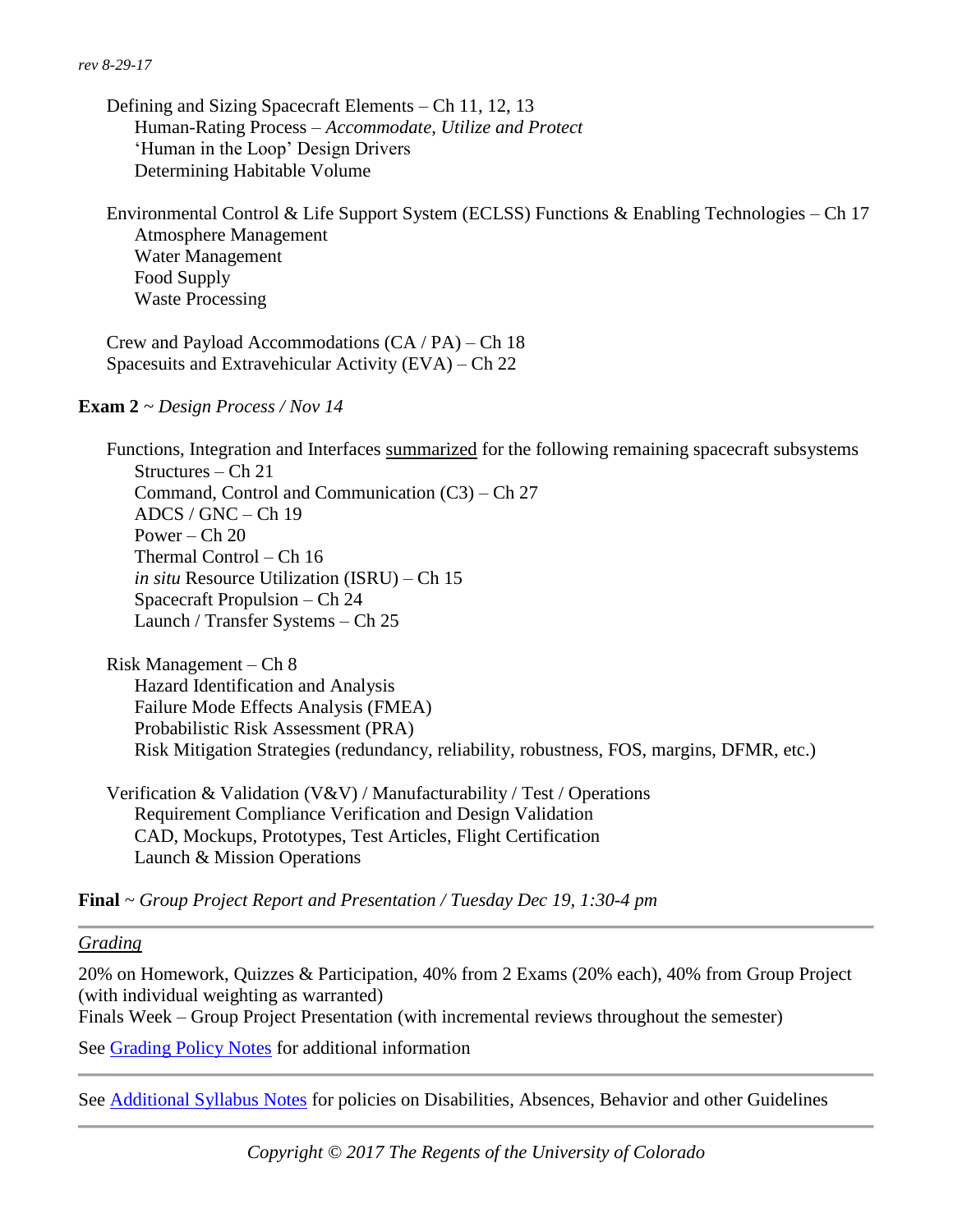*rev 8-29-17*

- Defining and Sizing Spacecraft Elements – Ch 11, 12, 13
  - Human-Rating Process – *Accommodate, Utilize and Protect*
  - 'Human in the Loop' Design Drivers
  - Determining Habitable Volume

- Environmental Control & Life Support System (ECLSS) Functions & Enabling Technologies – Ch 17
  - Atmosphere Management
  - Water Management
  - Food Supply
  - Waste Processing

- Crew and Payload Accommodations (CA / PA) – Ch 18
- Spacesuits and Extravehicular Activity (EVA) – Ch 22

**Exam 2** ~ *Design Process / Nov 14*

- Functions, Integration and Interfaces <u>summarized</u> for the following remaining spacecraft subsystems
  - Structures – Ch 21
  - Command, Control and Communication (C3) – Ch 27
  - ADCS / GNC – Ch 19
  - Power – Ch 20
  - Thermal Control – Ch 16
  - *in situ* Resource Utilization (ISRU) – Ch 15
  - Spacecraft Propulsion – Ch 24
  - Launch / Transfer Systems – Ch 25

- Risk Management – Ch 8
  - Hazard Identification and Analysis
  - Failure Mode Effects Analysis (FMEA)
  - Probabilistic Risk Assessment (PRA)
  - Risk Mitigation Strategies (redundancy, reliability, robustness, FOS, margins, DFMR, etc.)

- Verification & Validation (V&V) / Manufacturability / Test / Operations
  - Requirement Compliance Verification and Design Validation
  - CAD, Mockups, Prototypes, Test Articles, Flight Certification
  - Launch & Mission Operations

**Final** ~ *Group Project Report and Presentation / Tuesday Dec 19, 1:30-4 pm*

---

*<u>Grading</u>*

20% on Homework, Quizzes & Participation, 40% from 2 Exams (20% each), 40% from Group Project (with individual weighting as warranted)
Finals Week – Group Project Presentation (with incremental reviews throughout the semester)

See Grading Policy Notes for additional information

---

See Additional Syllabus Notes for policies on Disabilities, Absences, Behavior and other Guidelines

---

*Copyright © 2017 The Regents of the University of Colorado*